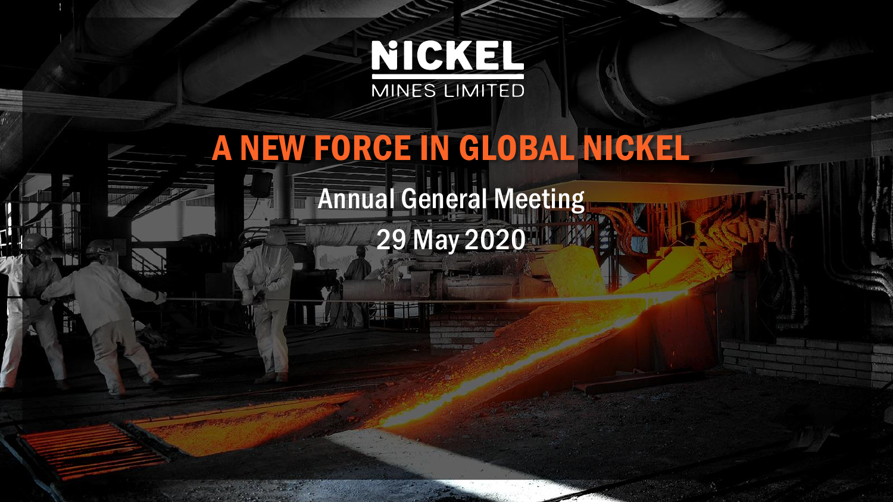NICKEL
MINES LIMITED

# A NEW FORCE IN GLOBAL NICKEL

## Annual General Meeting

## 29 May 2020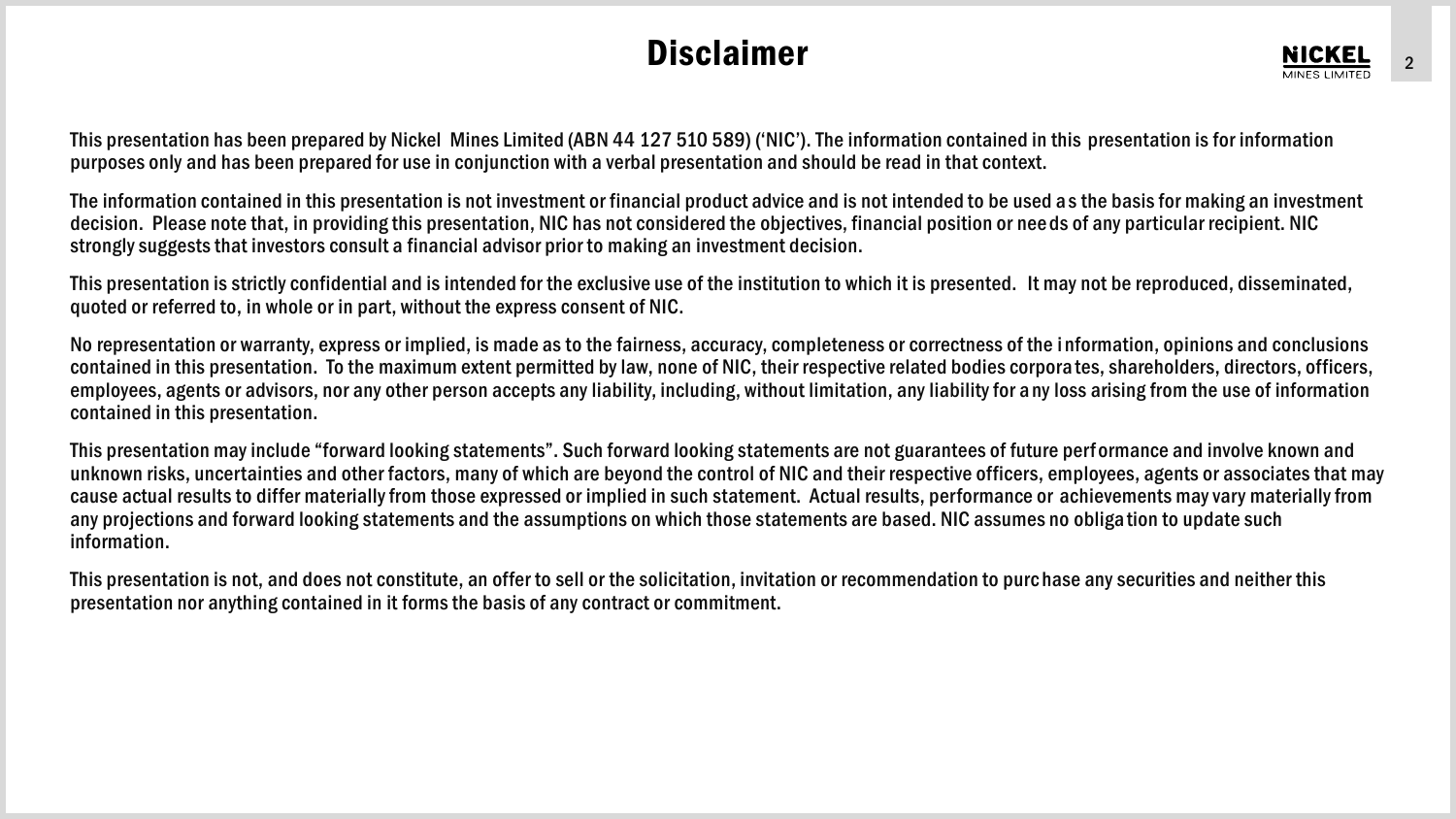# Disclaimer

This presentation has been prepared by Nickel Mines Limited (ABN 44 127 510 589) ('NIC'). The information contained in this presentation is for information purposes only and has been prepared for use in conjunction with a verbal presentation and should be read in that context.

The information contained in this presentation is not investment or financial product advice and is not intended to be used as the basis for making an investment decision. Please note that, in providing this presentation, NIC has not considered the objectives, financial position or needs of any particular recipient. NIC strongly suggests that investors consult a financial advisor prior to making an investment decision.

This presentation is strictly confidential and is intended for the exclusive use of the institution to which it is presented. It may not be reproduced, disseminated, quoted or referred to, in whole or in part, without the express consent of NIC.

No representation or warranty, express or implied, is made as to the fairness, accuracy, completeness or correctness of the information, opinions and conclusions contained in this presentation. To the maximum extent permitted by law, none of NIC, their respective related bodies corporates, shareholders, directors, officers, employees, agents or advisors, nor any other person accepts any liability, including, without limitation, any liability for any loss arising from the use of information contained in this presentation.

This presentation may include "forward looking statements". Such forward looking statements are not guarantees of future performance and involve known and unknown risks, uncertainties and other factors, many of which are beyond the control of NIC and their respective officers, employees, agents or associates that may cause actual results to differ materially from those expressed or implied in such statement. Actual results, performance or achievements may vary materially from any projections and forward looking statements and the assumptions on which those statements are based. NIC assumes no obligation to update such information.

This presentation is not, and does not constitute, an offer to sell or the solicitation, invitation or recommendation to purchase any securities and neither this presentation nor anything contained in it forms the basis of any contract or commitment.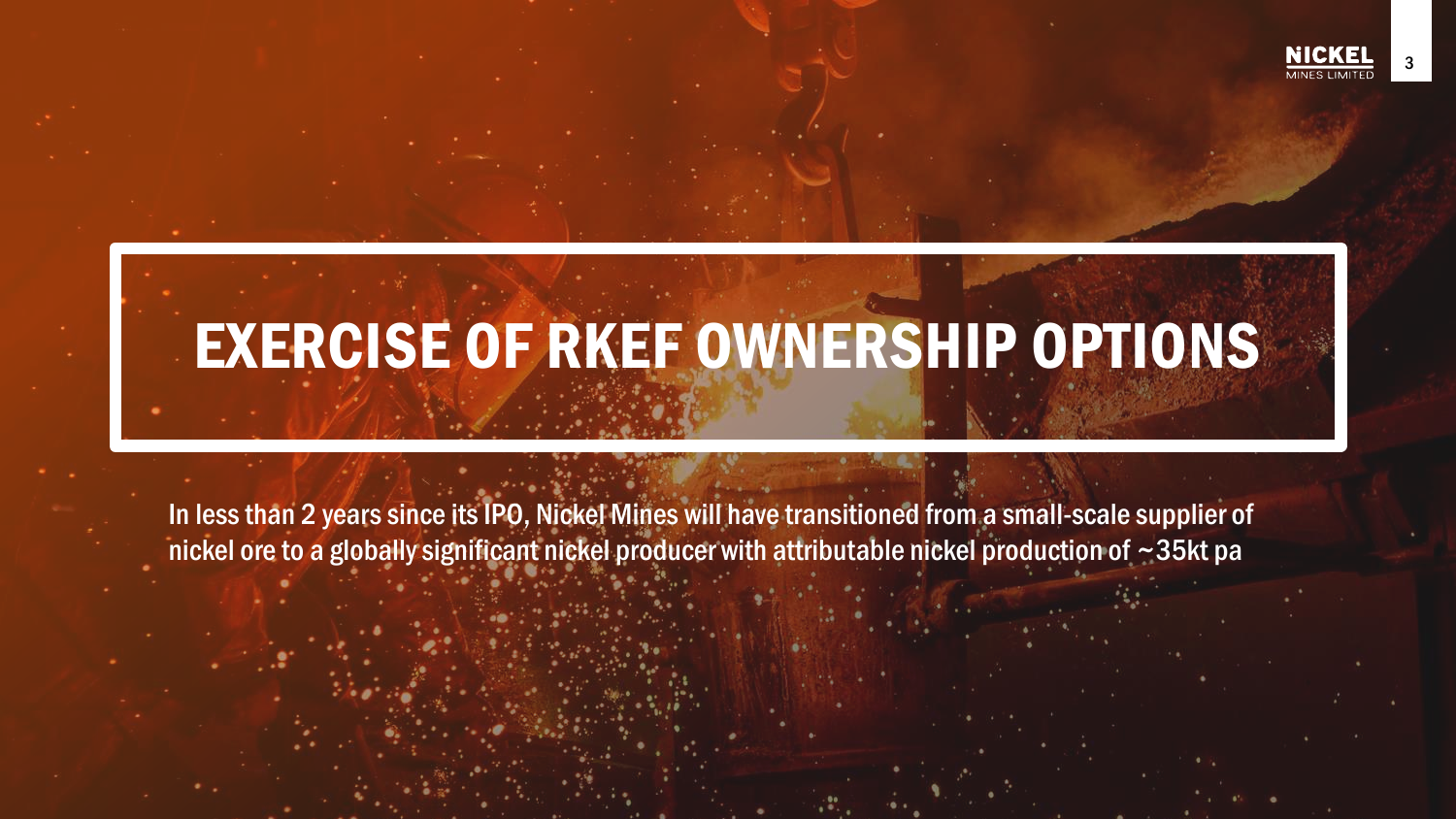# EXERCISE OF RKEF OWNERSHIP OPTIONS

In less than 2 years since its IPO, Nickel Mines will have transitioned from a small-scale supplier of nickel ore to a globally significant nickel producer with attributable nickel production of ~35kt pa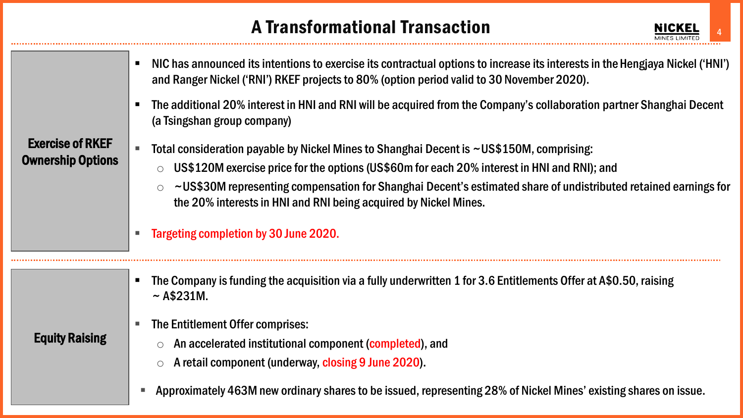# A Transformational Transaction

## Exercise of RKEF Ownership Options

- NIC has announced its intentions to exercise its contractual options to increase its interests in the Hengjaya Nickel ('HNI') and Ranger Nickel ('RNI') RKEF projects to 80% (option period valid to 30 November 2020).
- The additional 20% interest in HNI and RNI will be acquired from the Company's collaboration partner Shanghai Decent (a Tsingshan group company)
- Total consideration payable by Nickel Mines to Shanghai Decent is ~US$150M, comprising:
  - US$120M exercise price for the options (US$60m for each 20% interest in HNI and RNI); and
  - ~US$30M representing compensation for Shanghai Decent's estimated share of undistributed retained earnings for the 20% interests in HNI and RNI being acquired by Nickel Mines.
- Targeting completion by 30 June 2020.

## Equity Raising

- The Company is funding the acquisition via a fully underwritten 1 for 3.6 Entitlements Offer at A$0.50, raising ~ A$231M.
- The Entitlement Offer comprises:
  - An accelerated institutional component (completed), and
  - A retail component (underway, closing 9 June 2020).
- Approximately 463M new ordinary shares to be issued, representing 28% of Nickel Mines' existing shares on issue.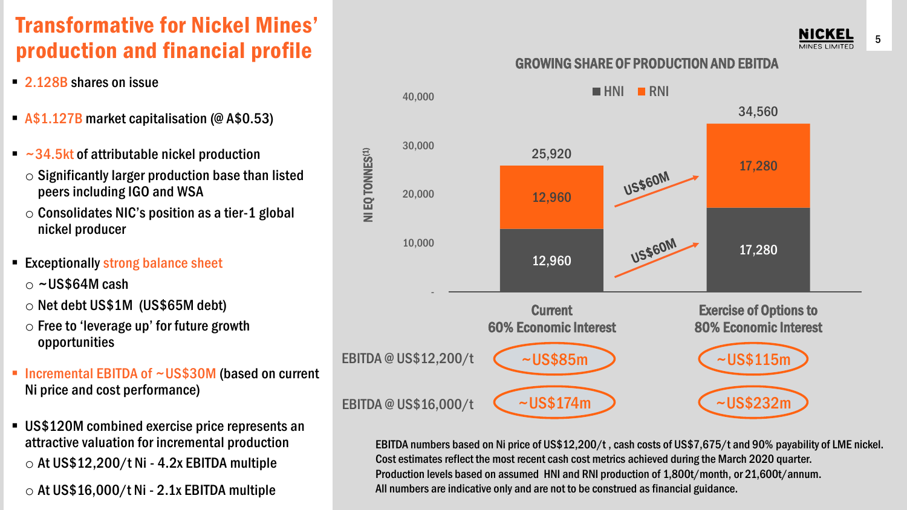# Transformative for Nickel Mines' production and financial profile

- 2.128B shares on issue
- A$1.127B market capitalisation (@ A$0.53)
- ~34.5kt of attributable nickel production
  - Significantly larger production base than listed peers including IGO and WSA
  - Consolidates NIC's position as a tier-1 global nickel producer
- Exceptionally strong balance sheet
  - ~US$64M cash
  - Net debt US$1M (US$65M debt)
  - Free to 'leverage up' for future growth opportunities
- Incremental EBITDA of ~US$30M (based on current Ni price and cost performance)
- US$120M combined exercise price represents an attractive valuation for incremental production
  - At US$12,200/t Ni - 4.2x EBITDA multiple
  - At US$16,000/t Ni - 2.1x EBITDA multiple

## GROWING SHARE OF PRODUCTION AND EBITDA

NI EQ TONNES(1)

| | Current 60% Economic Interest | Exercise of Options to 80% Economic Interest |
|---|---|---|
| HNI | 12,960 | 17,280 |
| RNI | 12,960 | 17,280 |
| Total | 25,920 | 34,560 |
| EBITDA @ US$12,200/t | ~US$85m | ~US$115m |
| EBITDA @ US$16,000/t | ~US$174m | ~US$232m |

US$60M (HNI), US$60M (RNI)

EBITDA numbers based on Ni price of US$12,200/t , cash costs of US$7,675/t and 90% payability of LME nickel. Cost estimates reflect the most recent cash cost metrics achieved during the March 2020 quarter. Production levels based on assumed HNI and RNI production of 1,800t/month, or 21,600t/annum. All numbers are indicative only and are not to be construed as financial guidance.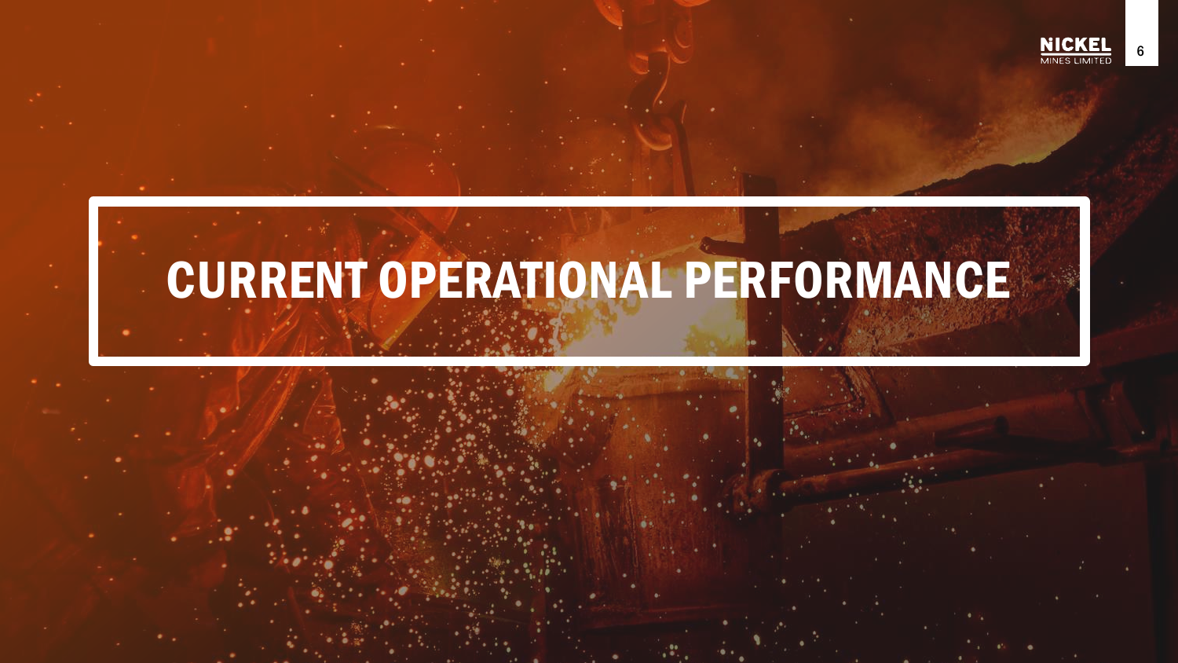# CURRENT OPERATIONAL PERFORMANCE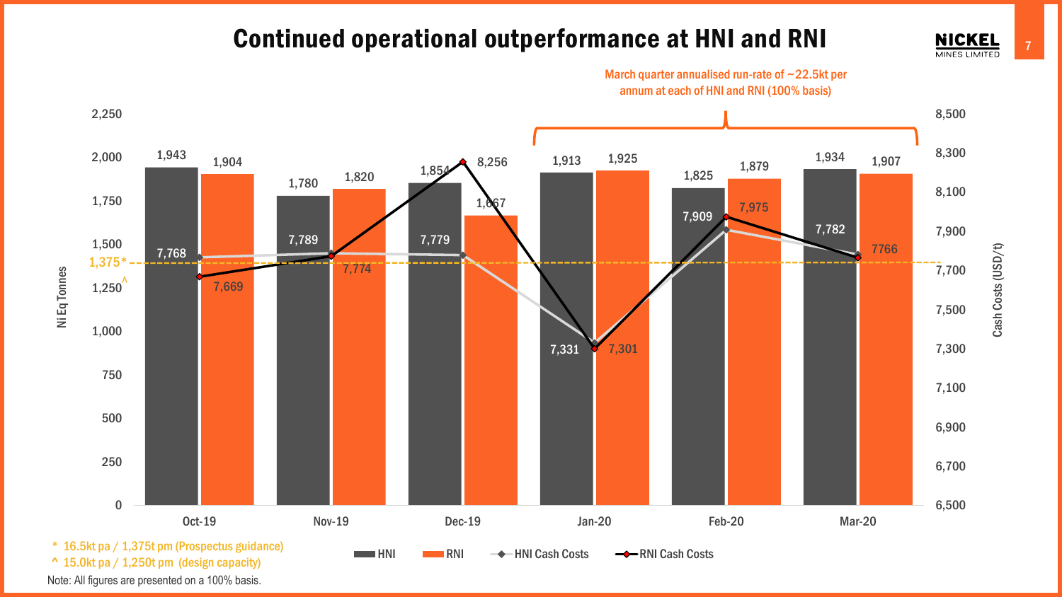# Continued operational outperformance at HNI and RNI

March quarter annualised run-rate of ~22.5kt per annum at each of HNI and RNI (100% basis)

| Month | HNI (Ni Eq Tonnes) | RNI (Ni Eq Tonnes) | HNI Cash Costs (USD/t) | RNI Cash Costs (USD/t) |
|---|---|---|---|---|
| Oct-19 | 1,943 | 1,904 | 7,768 | 7,669 |
| Nov-19 | 1,780 | 1,820 | 7,789 | 7,774 |
| Dec-19 | 1,854 | 1,667 | 7,779 | 8,256 |
| Jan-20 | 1,913 | 1,925 | 7,331 | 7,301 |
| Feb-20 | 1,825 | 1,879 | 7,909 | 7,975 |
| Mar-20 | 1,934 | 1,907 | 7,782 | 7766 |

\* 16.5kt pa / 1,375t pm (Prospectus guidance)

^ 15.0kt pa / 1,250t pm (design capacity)

Note: All figures are presented on a 100% basis.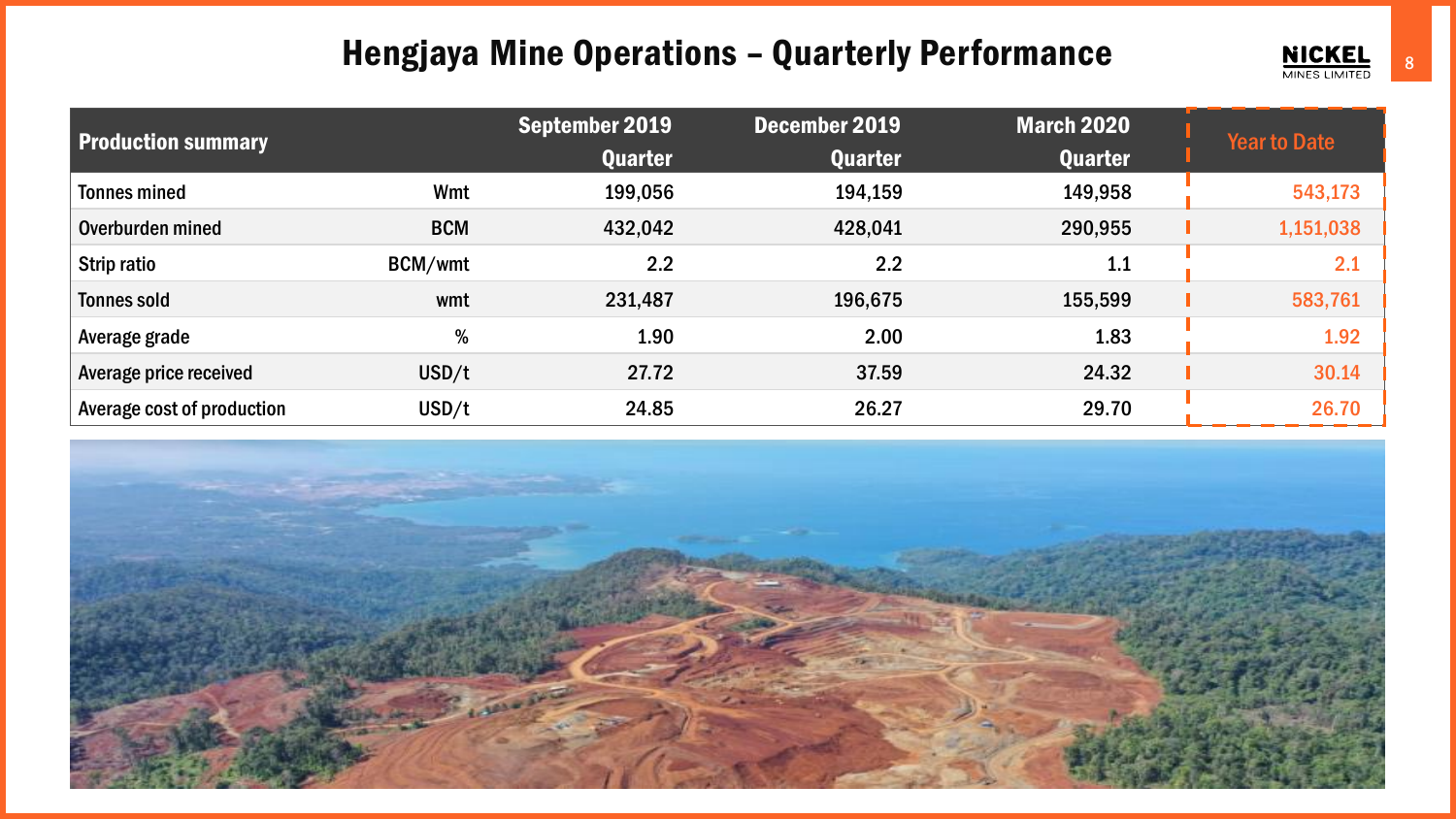# Hengjaya Mine Operations – Quarterly Performance

| Production summary | | September 2019 Quarter | December 2019 Quarter | March 2020 Quarter | Year to Date |
|---|---|---|---|---|---|
| Tonnes mined | Wmt | 199,056 | 194,159 | 149,958 | 543,173 |
| Overburden mined | BCM | 432,042 | 428,041 | 290,955 | 1,151,038 |
| Strip ratio | BCM/wmt | 2.2 | 2.2 | 1.1 | 2.1 |
| Tonnes sold | wmt | 231,487 | 196,675 | 155,599 | 583,761 |
| Average grade | % | 1.90 | 2.00 | 1.83 | 1.92 |
| Average price received | USD/t | 27.72 | 37.59 | 24.32 | 30.14 |
| Average cost of production | USD/t | 24.85 | 26.27 | 29.70 | 26.70 |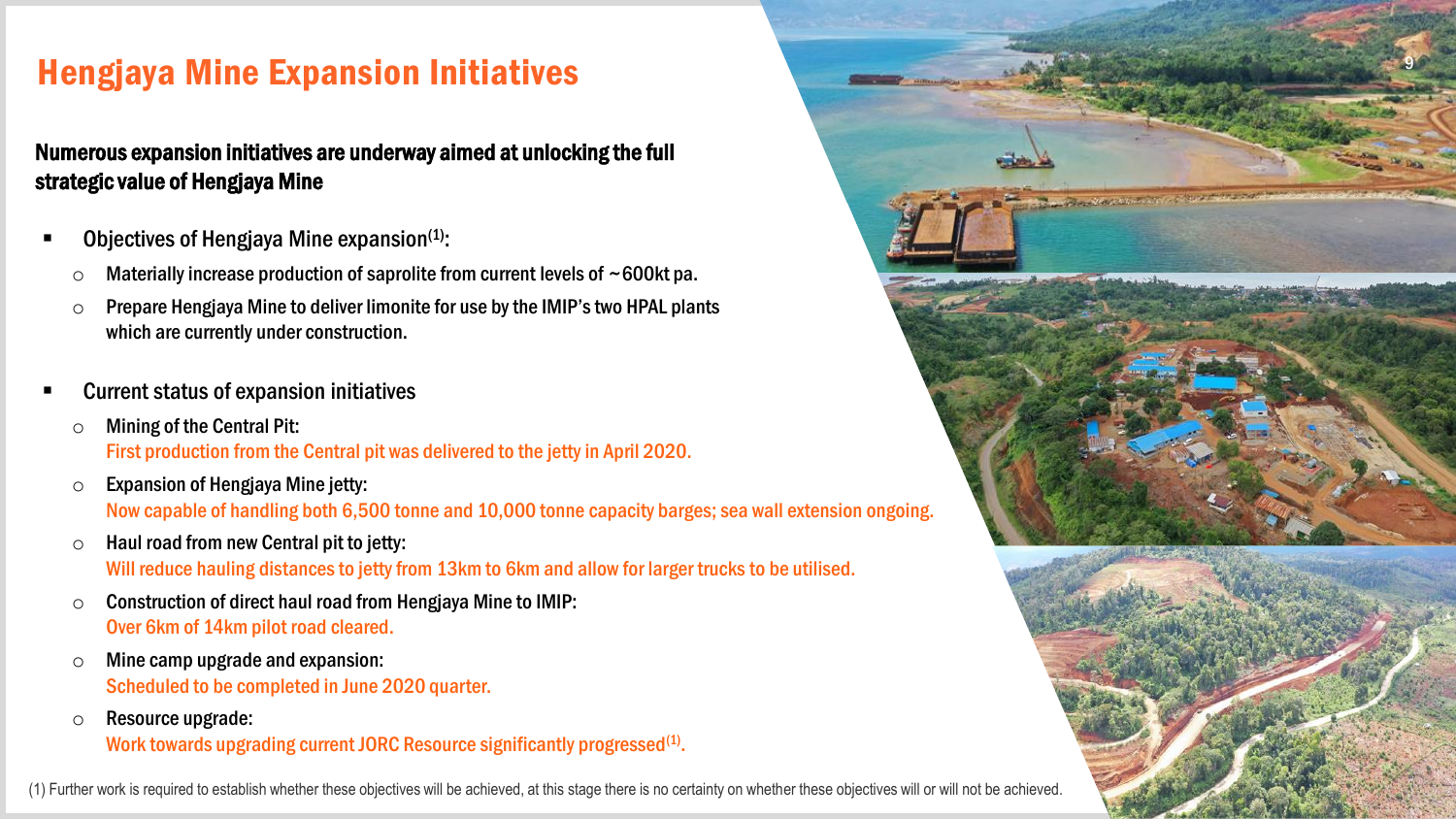# Hengjaya Mine Expansion Initiatives

**Numerous expansion initiatives are underway aimed at unlocking the full strategic value of Hengjaya Mine**

- Objectives of Hengjaya Mine expansion[1]:
  - Materially increase production of saprolite from current levels of ~600kt pa.
  - Prepare Hengjaya Mine to deliver limonite for use by the IMIP's two HPAL plants which are currently under construction.

- Current status of expansion initiatives
  - Mining of the Central Pit:
    First production from the Central pit was delivered to the jetty in April 2020.
  - Expansion of Hengjaya Mine jetty:
    Now capable of handling both 6,500 tonne and 10,000 tonne capacity barges; sea wall extension ongoing.
  - Haul road from new Central pit to jetty:
    Will reduce hauling distances to jetty from 13km to 6km and allow for larger trucks to be utilised.
  - Construction of direct haul road from Hengjaya Mine to IMIP:
    Over 6km of 14km pilot road cleared.
  - Mine camp upgrade and expansion:
    Scheduled to be completed in June 2020 quarter.
  - Resource upgrade:
    Work towards upgrading current JORC Resource significantly progressed[1].

(1) Further work is required to establish whether these objectives will be achieved, at this stage there is no certainty on whether these objectives will or will not be achieved.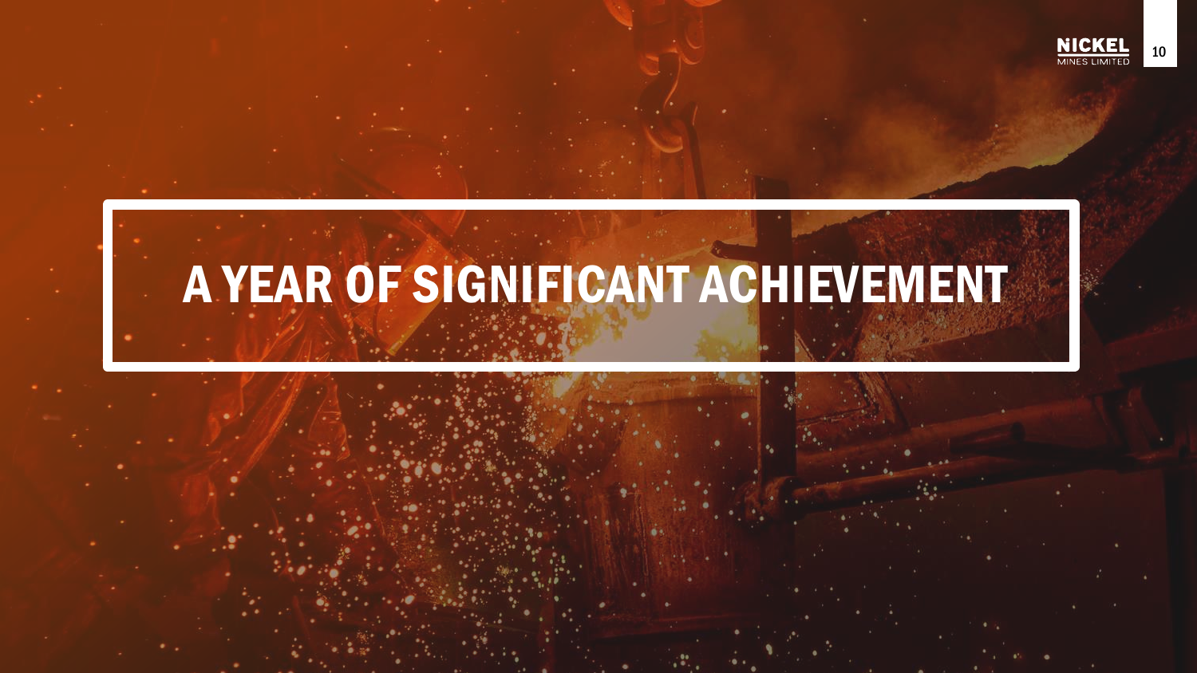# A YEAR OF SIGNIFICANT ACHIEVEMENT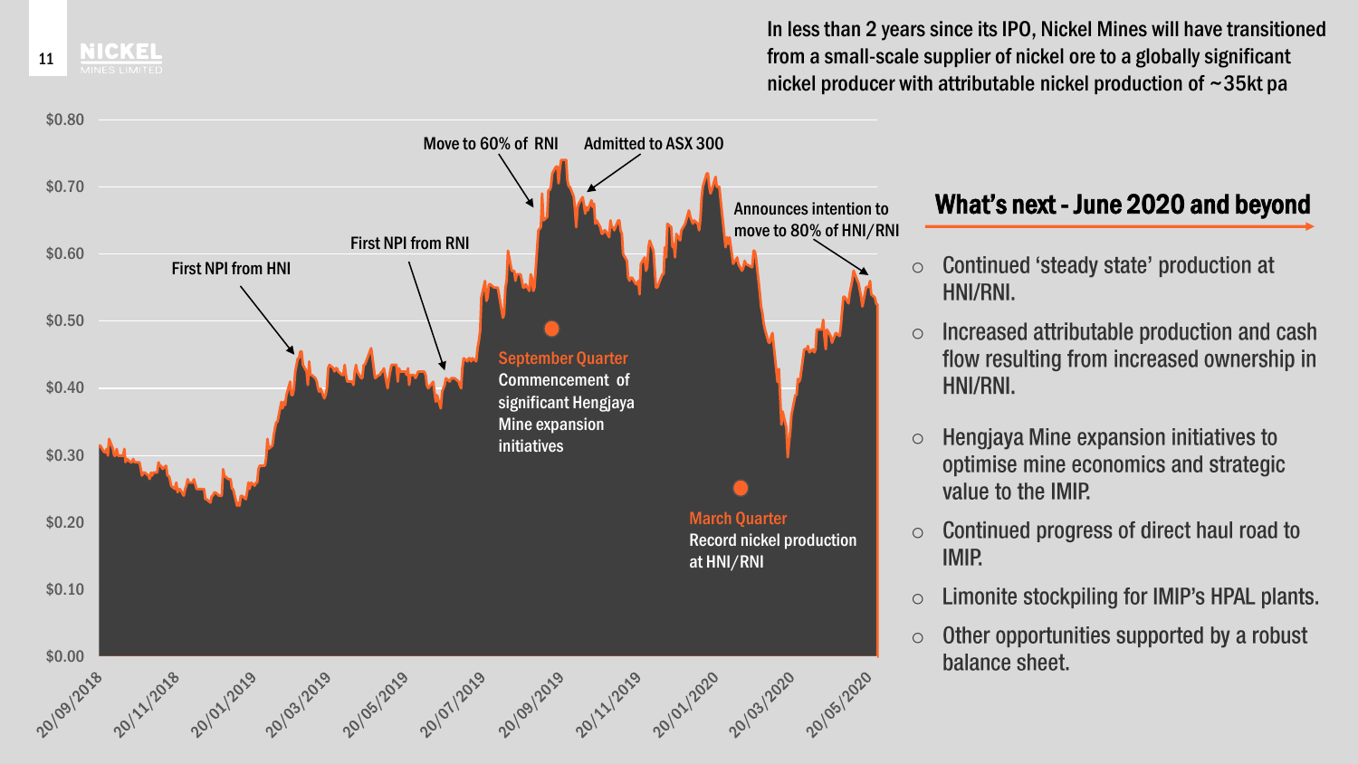In less than 2 years since its IPO, Nickel Mines will have transitioned from a small-scale supplier of nickel ore to a globally significant nickel producer with attributable nickel production of ~35kt pa

$0.80

$0.70

$0.60

$0.50

$0.40

$0.30

$0.20

$0.10

$0.00

20/09/2018 · 20/11/2018 · 20/01/2019 · 20/03/2019 · 20/05/2019 · 20/07/2019 · 20/09/2019 · 20/11/2019 · 20/01/2020 · 20/03/2020 · 20/05/2020

First NPI from HNI

First NPI from RNI

Move to 60% of RNI

Admitted to ASX 300

Announces intention to move to 80% of HNI/RNI

**September Quarter**
Commencement of significant Hengjaya Mine expansion initiatives

**March Quarter**
Record nickel production at HNI/RNI

## What's next - June 2020 and beyond

- Continued 'steady state' production at HNI/RNI.
- Increased attributable production and cash flow resulting from increased ownership in HNI/RNI.
- Hengjaya Mine expansion initiatives to optimise mine economics and strategic value to the IMIP.
- Continued progress of direct haul road to IMIP.
- Limonite stockpiling for IMIP's HPAL plants.
- Other opportunities supported by a robust balance sheet.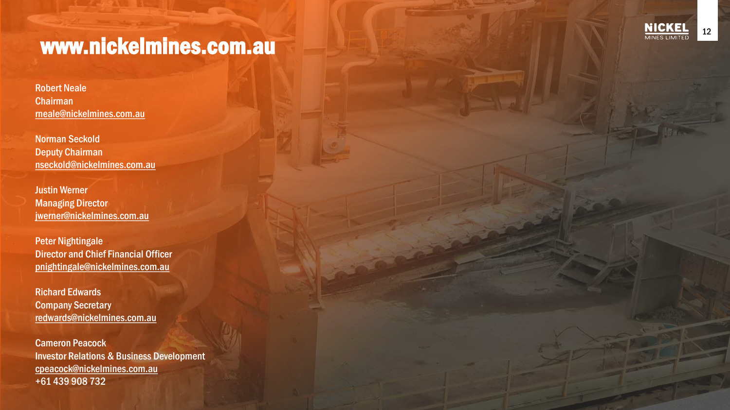# www.nickelmines.com.au

Robert Neale
Chairman
rneale@nickelmines.com.au

Norman Seckold
Deputy Chairman
nseckold@nickelmines.com.au

Justin Werner
Managing Director
jwerner@nickelmines.com.au

Peter Nightingale
Director and Chief Financial Officer
pnightingale@nickelmines.com.au

Richard Edwards
Company Secretary
redwards@nickelmines.com.au

Cameron Peacock
Investor Relations & Business Development
cpeacock@nickelmines.com.au
+61 439 908 732